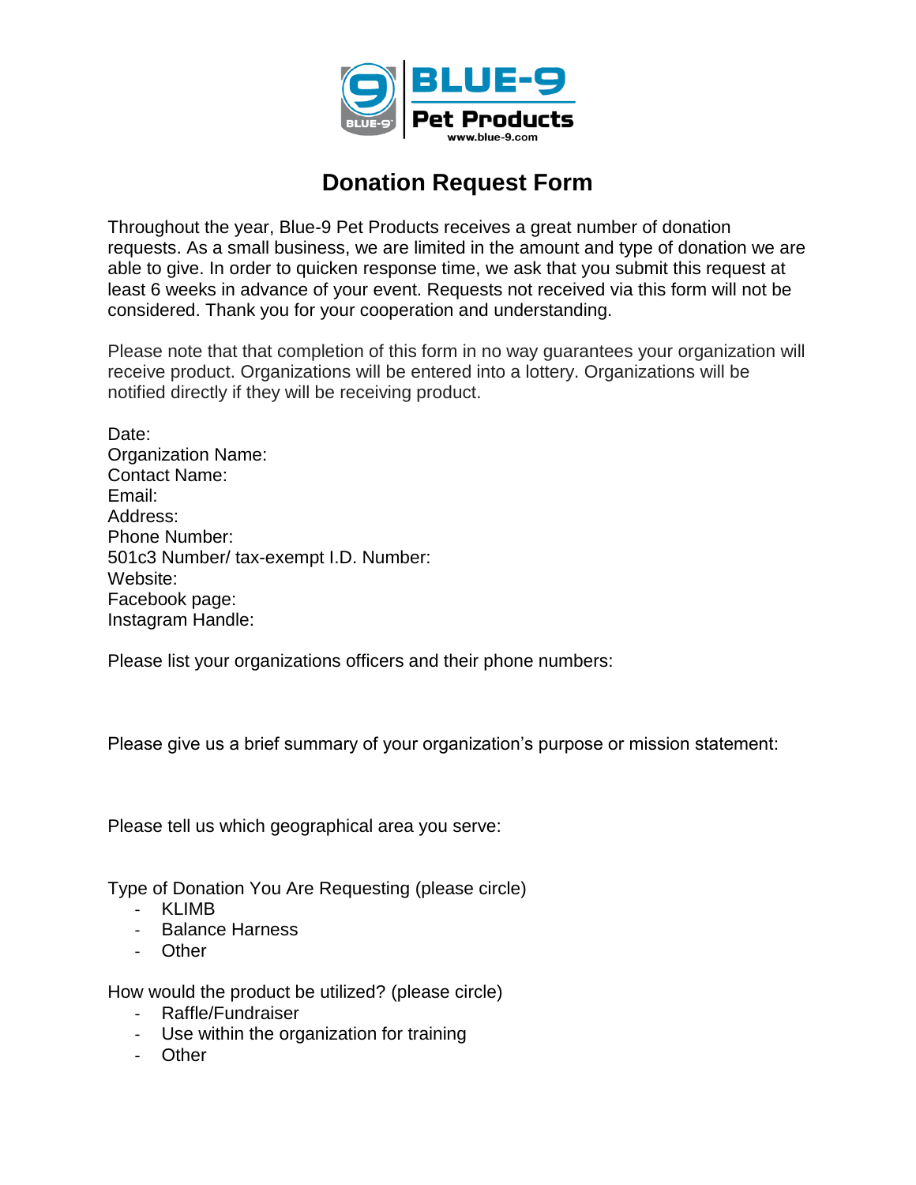BLUE-9 Pet Products
www.blue-9.com

# Donation Request Form

Throughout the year, Blue-9 Pet Products receives a great number of donation requests. As a small business, we are limited in the amount and type of donation we are able to give. In order to quicken response time, we ask that you submit this request at least 6 weeks in advance of your event. Requests not received via this form will not be considered. Thank you for your cooperation and understanding.

Please note that that completion of this form in no way guarantees your organization will receive product. Organizations will be entered into a lottery. Organizations will be notified directly if they will be receiving product.

Date:
Organization Name:
Contact Name:
Email:
Address:
Phone Number:
501c3 Number/ tax-exempt I.D. Number:
Website:
Facebook page:
Instagram Handle:

Please list your organizations officers and their phone numbers:

Please give us a brief summary of your organization's purpose or mission statement:

Please tell us which geographical area you serve:

Type of Donation You Are Requesting (please circle)

- KLIMB
- Balance Harness
- Other

How would the product be utilized? (please circle)

- Raffle/Fundraiser
- Use within the organization for training
- Other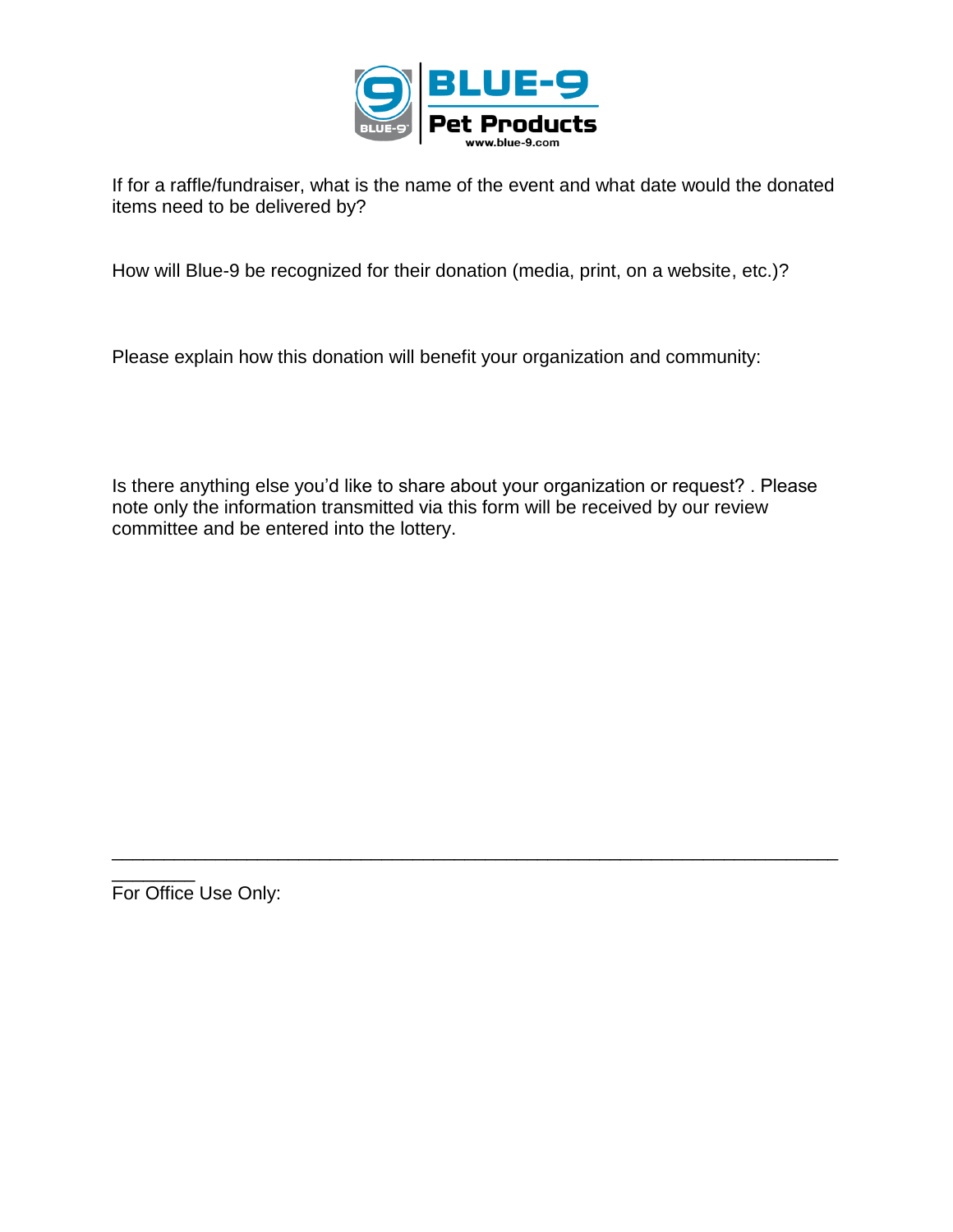If for a raffle/fundraiser, what is the name of the event and what date would the donated items need to be delivered by?

How will Blue-9 be recognized for their donation (media, print, on a website, etc.)?

Please explain how this donation will benefit your organization and community:

Is there anything else you'd like to share about your organization or request? . Please note only the information transmitted via this form will be received by our review committee and be entered into the lottery.

________________________________________________________________________

For Office Use Only: